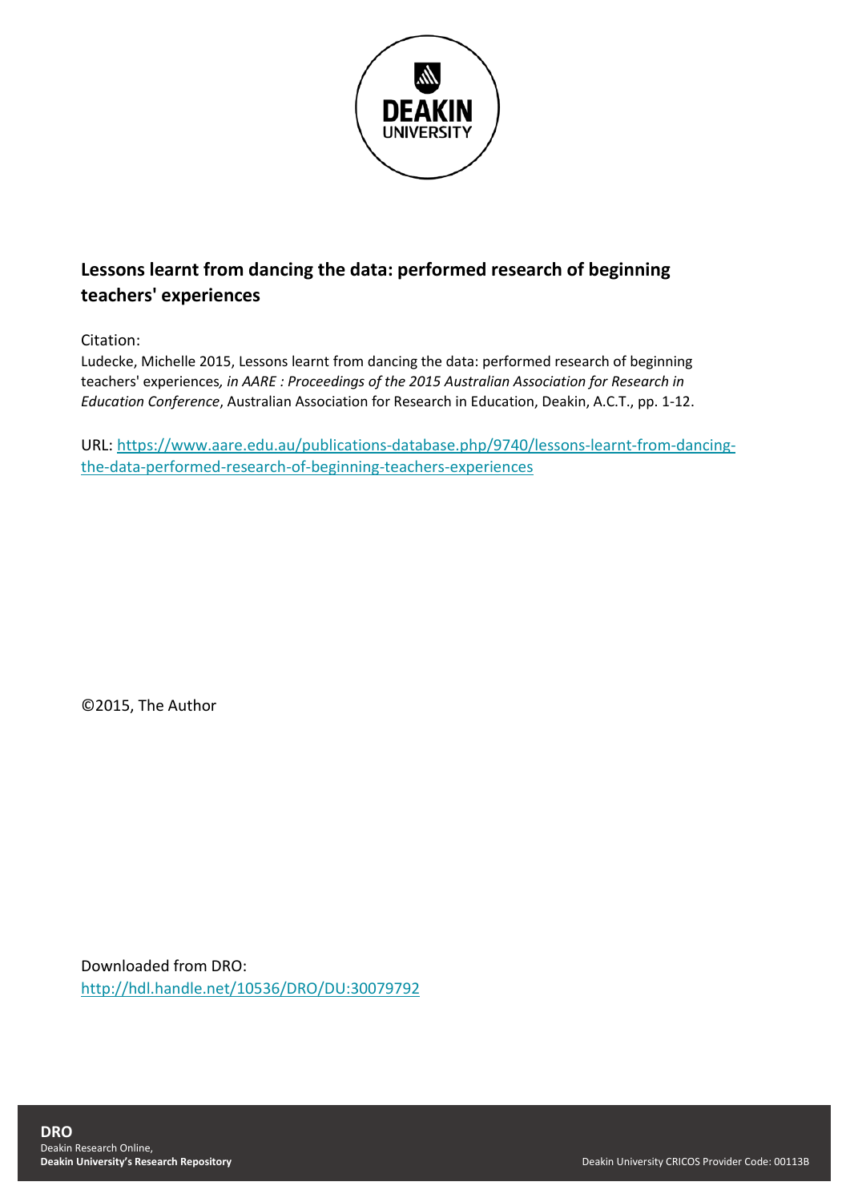**Lessons learnt from dancing the data: performed research of beginning teachers' experiences**

Citation:

Ludecke, Michelle 2015, Lessons learnt from dancing the data: performed research of beginning teachers' experiences*, in AARE : Proceedings of the 2015 Australian Association for Research in Education Conference*, Australian Association for Research in Education, Deakin, A.C.T., pp. 1-12.

URL: https://www.aare.edu.au/publications-database.php/9740/lessons-learnt-from-dancing-the-data-performed-research-of-beginning-teachers-experiences

©2015, The Author

Downloaded from DRO:
http://hdl.handle.net/10536/DRO/DU:30079792

**DRO**
Deakin Research Online,
**Deakin University's Research Repository**

Deakin University CRICOS Provider Code: 00113B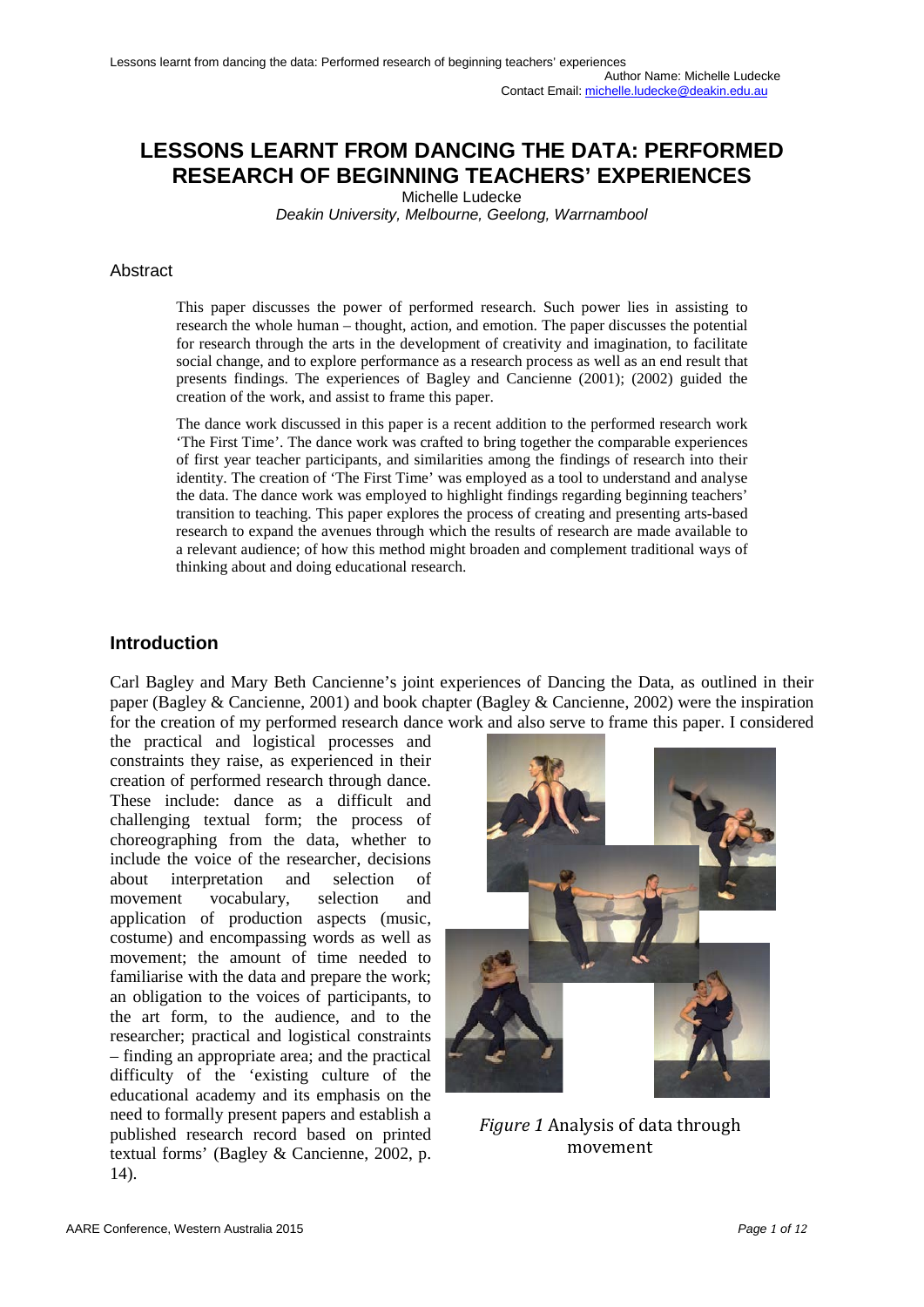# LESSONS LEARNT FROM DANCING THE DATA: PERFORMED RESEARCH OF BEGINNING TEACHERS' EXPERIENCES

Michelle Ludecke

*Deakin University, Melbourne, Geelong, Warrnambool*

## Abstract

This paper discusses the power of performed research. Such power lies in assisting to research the whole human – thought, action, and emotion. The paper discusses the potential for research through the arts in the development of creativity and imagination, to facilitate social change, and to explore performance as a research process as well as an end result that presents findings. The experiences of Bagley and Cancienne (2001); (2002) guided the creation of the work, and assist to frame this paper.

The dance work discussed in this paper is a recent addition to the performed research work 'The First Time'. The dance work was crafted to bring together the comparable experiences of first year teacher participants, and similarities among the findings of research into their identity. The creation of 'The First Time' was employed as a tool to understand and analyse the data. The dance work was employed to highlight findings regarding beginning teachers' transition to teaching. This paper explores the process of creating and presenting arts-based research to expand the avenues through which the results of research are made available to a relevant audience; of how this method might broaden and complement traditional ways of thinking about and doing educational research.

## Introduction

Carl Bagley and Mary Beth Cancienne's joint experiences of Dancing the Data, as outlined in their paper (Bagley & Cancienne, 2001) and book chapter (Bagley & Cancienne, 2002) were the inspiration for the creation of my performed research dance work and also serve to frame this paper. I considered the practical and logistical processes and constraints they raise, as experienced in their creation of performed research through dance. These include: dance as a difficult and challenging textual form; the process of choreographing from the data, whether to include the voice of the researcher, decisions about interpretation and selection of movement vocabulary, selection and application of production aspects (music, costume) and encompassing words as well as movement; the amount of time needed to familiarise with the data and prepare the work; an obligation to the voices of participants, to the art form, to the audience, and to the researcher; practical and logistical constraints – finding an appropriate area; and the practical difficulty of the 'existing culture of the educational academy and its emphasis on the need to formally present papers and establish a published research record based on printed textual forms' (Bagley & Cancienne, 2002, p. 14).

*Figure 1* Analysis of data through movement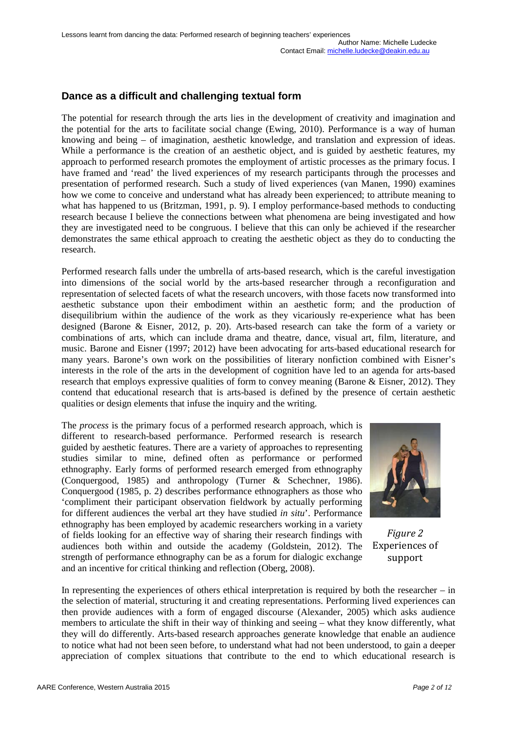## Dance as a difficult and challenging textual form

The potential for research through the arts lies in the development of creativity and imagination and the potential for the arts to facilitate social change (Ewing, 2010). Performance is a way of human knowing and being – of imagination, aesthetic knowledge, and translation and expression of ideas. While a performance is the creation of an aesthetic object, and is guided by aesthetic features, my approach to performed research promotes the employment of artistic processes as the primary focus. I have framed and 'read' the lived experiences of my research participants through the processes and presentation of performed research. Such a study of lived experiences (van Manen, 1990) examines how we come to conceive and understand what has already been experienced; to attribute meaning to what has happened to us (Britzman, 1991, p. 9). I employ performance-based methods to conducting research because I believe the connections between what phenomena are being investigated and how they are investigated need to be congruous. I believe that this can only be achieved if the researcher demonstrates the same ethical approach to creating the aesthetic object as they do to conducting the research.

Performed research falls under the umbrella of arts-based research, which is the careful investigation into dimensions of the social world by the arts-based researcher through a reconfiguration and representation of selected facets of what the research uncovers, with those facets now transformed into aesthetic substance upon their embodiment within an aesthetic form; and the production of disequilibrium within the audience of the work as they vicariously re-experience what has been designed (Barone & Eisner, 2012, p. 20). Arts-based research can take the form of a variety or combinations of arts, which can include drama and theatre, dance, visual art, film, literature, and music. Barone and Eisner (1997; 2012) have been advocating for arts-based educational research for many years. Barone's own work on the possibilities of literary nonfiction combined with Eisner's interests in the role of the arts in the development of cognition have led to an agenda for arts-based research that employs expressive qualities of form to convey meaning (Barone & Eisner, 2012). They contend that educational research that is arts-based is defined by the presence of certain aesthetic qualities or design elements that infuse the inquiry and the writing.

The *process* is the primary focus of a performed research approach, which is different to research-based performance. Performed research is research guided by aesthetic features. There are a variety of approaches to representing studies similar to mine, defined often as performance or performed ethnography. Early forms of performed research emerged from ethnography (Conquergood, 1985) and anthropology (Turner & Schechner, 1986). Conquergood (1985, p. 2) describes performance ethnographers as those who 'compliment their participant observation fieldwork by actually performing for different audiences the verbal art they have studied *in situ*'. Performance ethnography has been employed by academic researchers working in a variety of fields looking for an effective way of sharing their research findings with audiences both within and outside the academy (Goldstein, 2012). The strength of performance ethnography can be as a forum for dialogic exchange and an incentive for critical thinking and reflection (Oberg, 2008).

*Figure 2* Experiences of support

In representing the experiences of others ethical interpretation is required by both the researcher – in the selection of material, structuring it and creating representations. Performing lived experiences can then provide audiences with a form of engaged discourse (Alexander, 2005) which asks audience members to articulate the shift in their way of thinking and seeing – what they know differently, what they will do differently. Arts-based research approaches generate knowledge that enable an audience to notice what had not been seen before, to understand what had not been understood, to gain a deeper appreciation of complex situations that contribute to the end to which educational research is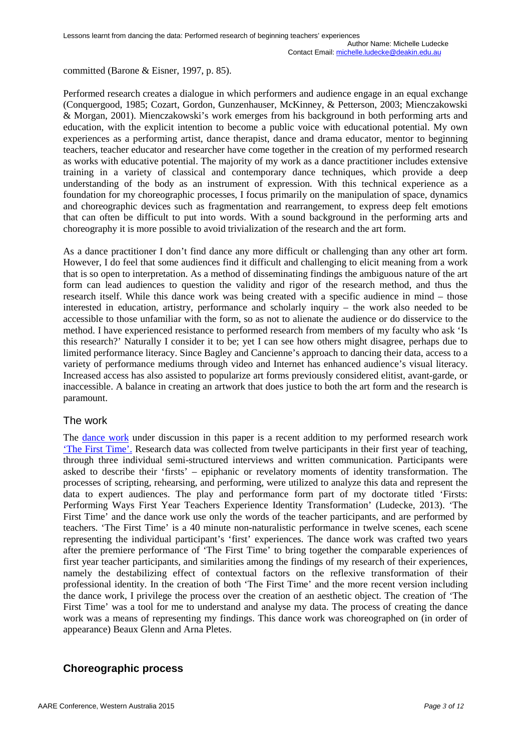committed (Barone & Eisner, 1997, p. 85).

Performed research creates a dialogue in which performers and audience engage in an equal exchange (Conquergood, 1985; Cozart, Gordon, Gunzenhauser, McKinney, & Petterson, 2003; Mienczakowski & Morgan, 2001). Mienczakowski's work emerges from his background in both performing arts and education, with the explicit intention to become a public voice with educational potential. My own experiences as a performing artist, dance therapist, dance and drama educator, mentor to beginning teachers, teacher educator and researcher have come together in the creation of my performed research as works with educative potential. The majority of my work as a dance practitioner includes extensive training in a variety of classical and contemporary dance techniques, which provide a deep understanding of the body as an instrument of expression. With this technical experience as a foundation for my choreographic processes, I focus primarily on the manipulation of space, dynamics and choreographic devices such as fragmentation and rearrangement, to express deep felt emotions that can often be difficult to put into words. With a sound background in the performing arts and choreography it is more possible to avoid trivialization of the research and the art form.

As a dance practitioner I don't find dance any more difficult or challenging than any other art form. However, I do feel that some audiences find it difficult and challenging to elicit meaning from a work that is so open to interpretation. As a method of disseminating findings the ambiguous nature of the art form can lead audiences to question the validity and rigor of the research method, and thus the research itself. While this dance work was being created with a specific audience in mind – those interested in education, artistry, performance and scholarly inquiry – the work also needed to be accessible to those unfamiliar with the form, so as not to alienate the audience or do disservice to the method. I have experienced resistance to performed research from members of my faculty who ask 'Is this research?' Naturally I consider it to be; yet I can see how others might disagree, perhaps due to limited performance literacy. Since Bagley and Cancienne's approach to dancing their data, access to a variety of performance mediums through video and Internet has enhanced audience's visual literacy. Increased access has also assisted to popularize art forms previously considered elitist, avant-garde, or inaccessible. A balance in creating an artwork that does justice to both the art form and the research is paramount.

## The work

The dance work under discussion in this paper is a recent addition to my performed research work 'The First Time'. Research data was collected from twelve participants in their first year of teaching, through three individual semi-structured interviews and written communication. Participants were asked to describe their 'firsts' – epiphanic or revelatory moments of identity transformation. The processes of scripting, rehearsing, and performing, were utilized to analyze this data and represent the data to expert audiences. The play and performance form part of my doctorate titled 'Firsts: Performing Ways First Year Teachers Experience Identity Transformation' (Ludecke, 2013). 'The First Time' and the dance work use only the words of the teacher participants, and are performed by teachers. 'The First Time' is a 40 minute non-naturalistic performance in twelve scenes, each scene representing the individual participant's 'first' experiences. The dance work was crafted two years after the premiere performance of 'The First Time' to bring together the comparable experiences of first year teacher participants, and similarities among the findings of my research of their experiences, namely the destabilizing effect of contextual factors on the reflexive transformation of their professional identity. In the creation of both 'The First Time' and the more recent version including the dance work, I privilege the process over the creation of an aesthetic object. The creation of 'The First Time' was a tool for me to understand and analyse my data. The process of creating the dance work was a means of representing my findings. This dance work was choreographed on (in order of appearance) Beaux Glenn and Arna Pletes.

## Choreographic process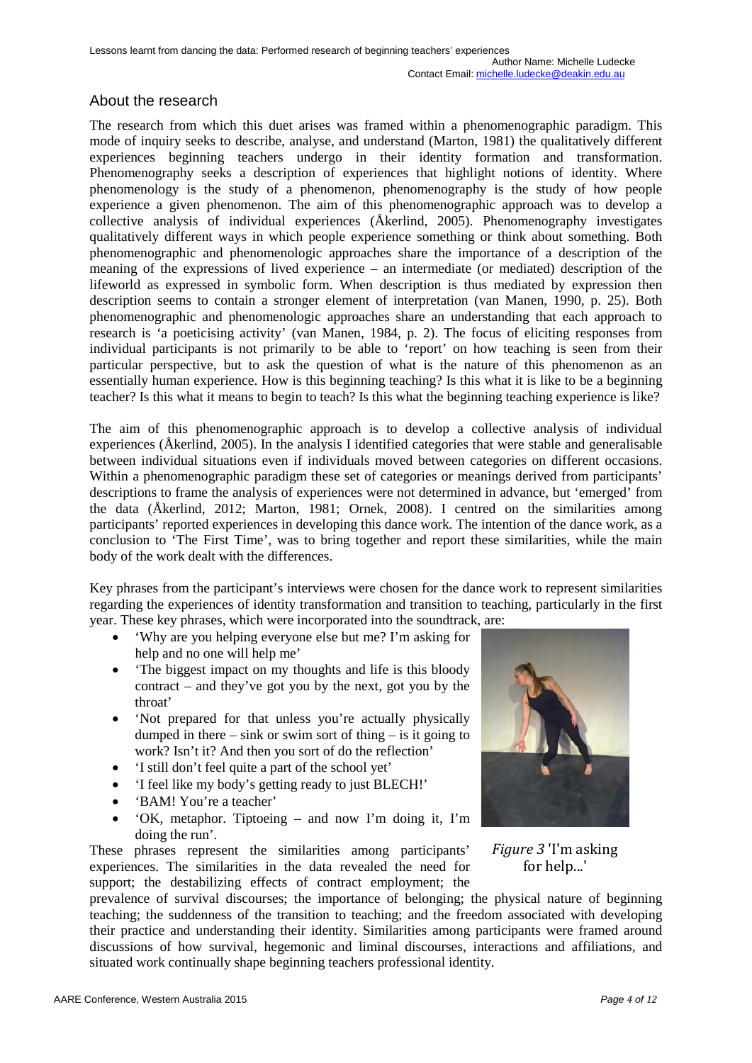## About the research

The research from which this duet arises was framed within a phenomenographic paradigm. This mode of inquiry seeks to describe, analyse, and understand (Marton, 1981) the qualitatively different experiences beginning teachers undergo in their identity formation and transformation. Phenomenography seeks a description of experiences that highlight notions of identity. Where phenomenology is the study of a phenomenon, phenomenography is the study of how people experience a given phenomenon. The aim of this phenomenographic approach was to develop a collective analysis of individual experiences (Åkerlind, 2005). Phenomenography investigates qualitatively different ways in which people experience something or think about something. Both phenomenographic and phenomenologic approaches share the importance of a description of the meaning of the expressions of lived experience – an intermediate (or mediated) description of the lifeworld as expressed in symbolic form. When description is thus mediated by expression then description seems to contain a stronger element of interpretation (van Manen, 1990, p. 25). Both phenomenographic and phenomenologic approaches share an understanding that each approach to research is 'a poeticising activity' (van Manen, 1984, p. 2). The focus of eliciting responses from individual participants is not primarily to be able to 'report' on how teaching is seen from their particular perspective, but to ask the question of what is the nature of this phenomenon as an essentially human experience. How is this beginning teaching? Is this what it is like to be a beginning teacher? Is this what it means to begin to teach? Is this what the beginning teaching experience is like?

The aim of this phenomenographic approach is to develop a collective analysis of individual experiences (Åkerlind, 2005). In the analysis I identified categories that were stable and generalisable between individual situations even if individuals moved between categories on different occasions. Within a phenomenographic paradigm these set of categories or meanings derived from participants' descriptions to frame the analysis of experiences were not determined in advance, but 'emerged' from the data (Åkerlind, 2012; Marton, 1981; Ornek, 2008). I centred on the similarities among participants' reported experiences in developing this dance work. The intention of the dance work, as a conclusion to 'The First Time', was to bring together and report these similarities, while the main body of the work dealt with the differences.

Key phrases from the participant's interviews were chosen for the dance work to represent similarities regarding the experiences of identity transformation and transition to teaching, particularly in the first year. These key phrases, which were incorporated into the soundtrack, are:

- 'Why are you helping everyone else but me? I'm asking for help and no one will help me'
- 'The biggest impact on my thoughts and life is this bloody contract – and they've got you by the next, got you by the throat'
- 'Not prepared for that unless you're actually physically dumped in there – sink or swim sort of thing – is it going to work? Isn't it? And then you sort of do the reflection'
- 'I still don't feel quite a part of the school yet'
- 'I feel like my body's getting ready to just BLECH!'
- 'BAM! You're a teacher'
- 'OK, metaphor. Tiptoeing – and now I'm doing it, I'm doing the run'.

*Figure 3* 'I'm asking for help...'

These phrases represent the similarities among participants' experiences. The similarities in the data revealed the need for support; the destabilizing effects of contract employment; the prevalence of survival discourses; the importance of belonging; the physical nature of beginning teaching; the suddenness of the transition to teaching; and the freedom associated with developing their practice and understanding their identity. Similarities among participants were framed around discussions of how survival, hegemonic and liminal discourses, interactions and affiliations, and situated work continually shape beginning teachers professional identity.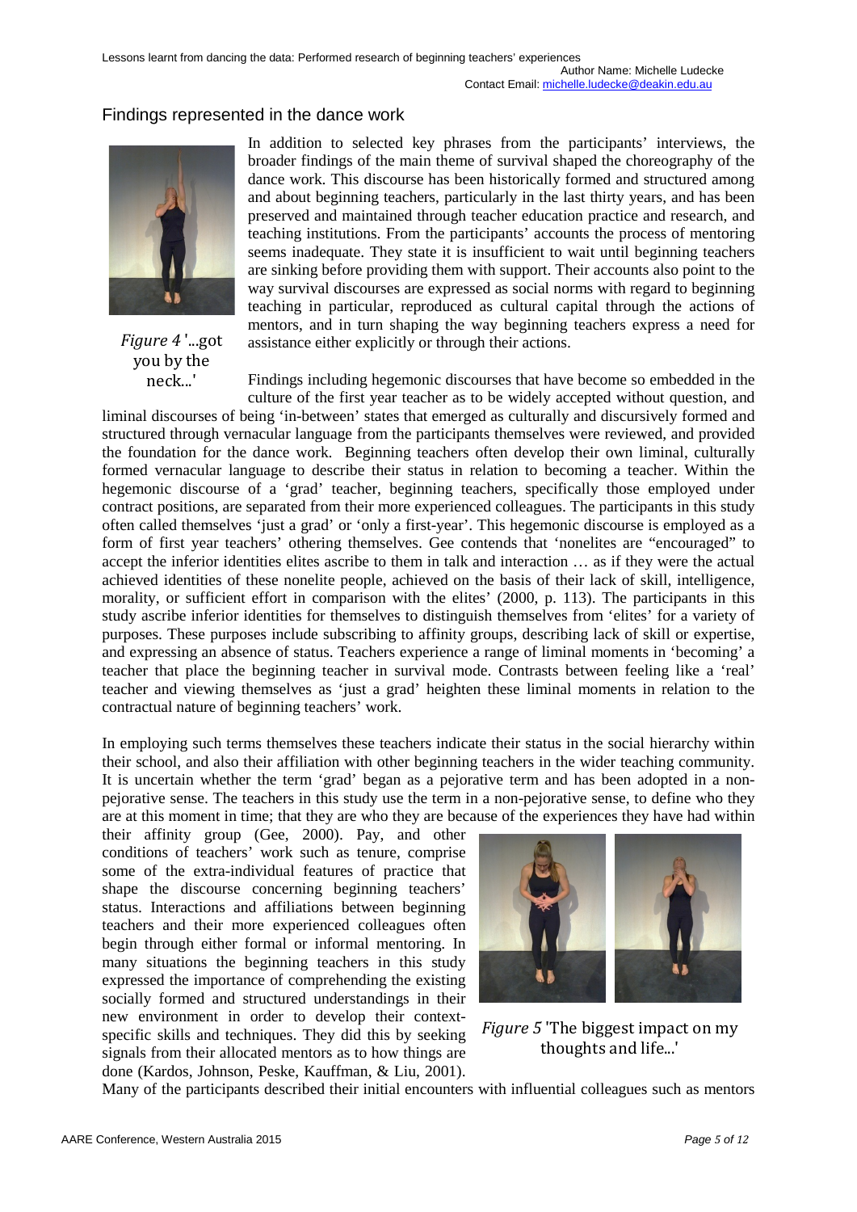## Findings represented in the dance work

*Figure 4* '...got you by the neck...'

In addition to selected key phrases from the participants' interviews, the broader findings of the main theme of survival shaped the choreography of the dance work. This discourse has been historically formed and structured among and about beginning teachers, particularly in the last thirty years, and has been preserved and maintained through teacher education practice and research, and teaching institutions. From the participants' accounts the process of mentoring seems inadequate. They state it is insufficient to wait until beginning teachers are sinking before providing them with support. Their accounts also point to the way survival discourses are expressed as social norms with regard to beginning teaching in particular, reproduced as cultural capital through the actions of mentors, and in turn shaping the way beginning teachers express a need for assistance either explicitly or through their actions.

Findings including hegemonic discourses that have become so embedded in the culture of the first year teacher as to be widely accepted without question, and liminal discourses of being 'in-between' states that emerged as culturally and discursively formed and structured through vernacular language from the participants themselves were reviewed, and provided the foundation for the dance work. Beginning teachers often develop their own liminal, culturally formed vernacular language to describe their status in relation to becoming a teacher. Within the hegemonic discourse of a 'grad' teacher, beginning teachers, specifically those employed under contract positions, are separated from their more experienced colleagues. The participants in this study often called themselves 'just a grad' or 'only a first-year'. This hegemonic discourse is employed as a form of first year teachers' othering themselves. Gee contends that 'nonelites are "encouraged" to accept the inferior identities elites ascribe to them in talk and interaction … as if they were the actual achieved identities of these nonelite people, achieved on the basis of their lack of skill, intelligence, morality, or sufficient effort in comparison with the elites' (2000, p. 113). The participants in this study ascribe inferior identities for themselves to distinguish themselves from 'elites' for a variety of purposes. These purposes include subscribing to affinity groups, describing lack of skill or expertise, and expressing an absence of status. Teachers experience a range of liminal moments in 'becoming' a teacher that place the beginning teacher in survival mode. Contrasts between feeling like a 'real' teacher and viewing themselves as 'just a grad' heighten these liminal moments in relation to the contractual nature of beginning teachers' work.

In employing such terms themselves these teachers indicate their status in the social hierarchy within their school, and also their affiliation with other beginning teachers in the wider teaching community. It is uncertain whether the term 'grad' began as a pejorative term and has been adopted in a non-pejorative sense. The teachers in this study use the term in a non-pejorative sense, to define who they are at this moment in time; that they are who they are because of the experiences they have had within their affinity group (Gee, 2000). Pay, and other conditions of teachers' work such as tenure, comprise some of the extra-individual features of practice that shape the discourse concerning beginning teachers' status. Interactions and affiliations between beginning teachers and their more experienced colleagues often begin through either formal or informal mentoring. In many situations the beginning teachers in this study expressed the importance of comprehending the existing socially formed and structured understandings in their new environment in order to develop their context-specific skills and techniques. They did this by seeking signals from their allocated mentors as to how things are done (Kardos, Johnson, Peske, Kauffman, & Liu, 2001).

*Figure 5* 'The biggest impact on my thoughts and life...'

Many of the participants described their initial encounters with influential colleagues such as mentors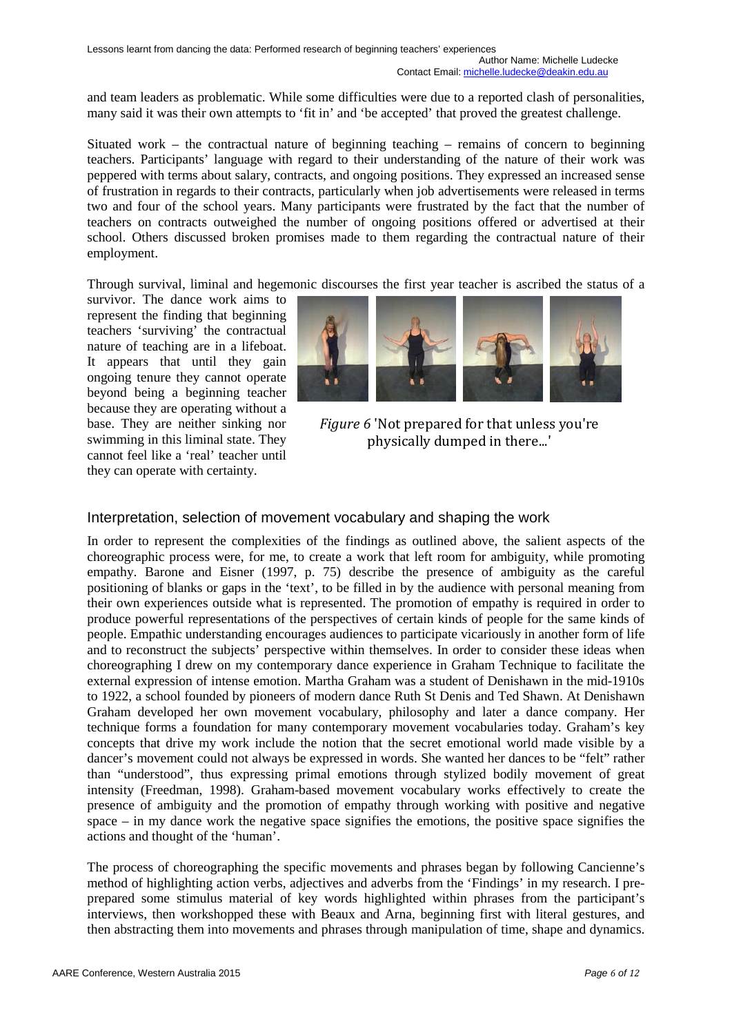and team leaders as problematic. While some difficulties were due to a reported clash of personalities, many said it was their own attempts to 'fit in' and 'be accepted' that proved the greatest challenge.

Situated work – the contractual nature of beginning teaching – remains of concern to beginning teachers. Participants' language with regard to their understanding of the nature of their work was peppered with terms about salary, contracts, and ongoing positions. They expressed an increased sense of frustration in regards to their contracts, particularly when job advertisements were released in terms two and four of the school years. Many participants were frustrated by the fact that the number of teachers on contracts outweighed the number of ongoing positions offered or advertised at their school. Others discussed broken promises made to them regarding the contractual nature of their employment.

Through survival, liminal and hegemonic discourses the first year teacher is ascribed the status of a survivor. The dance work aims to represent the finding that beginning teachers 'surviving' the contractual nature of teaching are in a lifeboat. It appears that until they gain ongoing tenure they cannot operate beyond being a beginning teacher because they are operating without a base. They are neither sinking nor swimming in this liminal state. They cannot feel like a 'real' teacher until they can operate with certainty.

*Figure 6* 'Not prepared for that unless you're physically dumped in there...'

## Interpretation, selection of movement vocabulary and shaping the work

In order to represent the complexities of the findings as outlined above, the salient aspects of the choreographic process were, for me, to create a work that left room for ambiguity, while promoting empathy. Barone and Eisner (1997, p. 75) describe the presence of ambiguity as the careful positioning of blanks or gaps in the 'text', to be filled in by the audience with personal meaning from their own experiences outside what is represented. The promotion of empathy is required in order to produce powerful representations of the perspectives of certain kinds of people for the same kinds of people. Empathic understanding encourages audiences to participate vicariously in another form of life and to reconstruct the subjects' perspective within themselves. In order to consider these ideas when choreographing I drew on my contemporary dance experience in Graham Technique to facilitate the external expression of intense emotion. Martha Graham was a student of Denishawn in the mid-1910s to 1922, a school founded by pioneers of modern dance Ruth St Denis and Ted Shawn. At Denishawn Graham developed her own movement vocabulary, philosophy and later a dance company. Her technique forms a foundation for many contemporary movement vocabularies today. Graham's key concepts that drive my work include the notion that the secret emotional world made visible by a dancer's movement could not always be expressed in words. She wanted her dances to be "felt" rather than "understood", thus expressing primal emotions through stylized bodily movement of great intensity (Freedman, 1998). Graham-based movement vocabulary works effectively to create the presence of ambiguity and the promotion of empathy through working with positive and negative space – in my dance work the negative space signifies the emotions, the positive space signifies the actions and thought of the 'human'.

The process of choreographing the specific movements and phrases began by following Cancienne's method of highlighting action verbs, adjectives and adverbs from the 'Findings' in my research. I pre-prepared some stimulus material of key words highlighted within phrases from the participant's interviews, then workshopped these with Beaux and Arna, beginning first with literal gestures, and then abstracting them into movements and phrases through manipulation of time, shape and dynamics.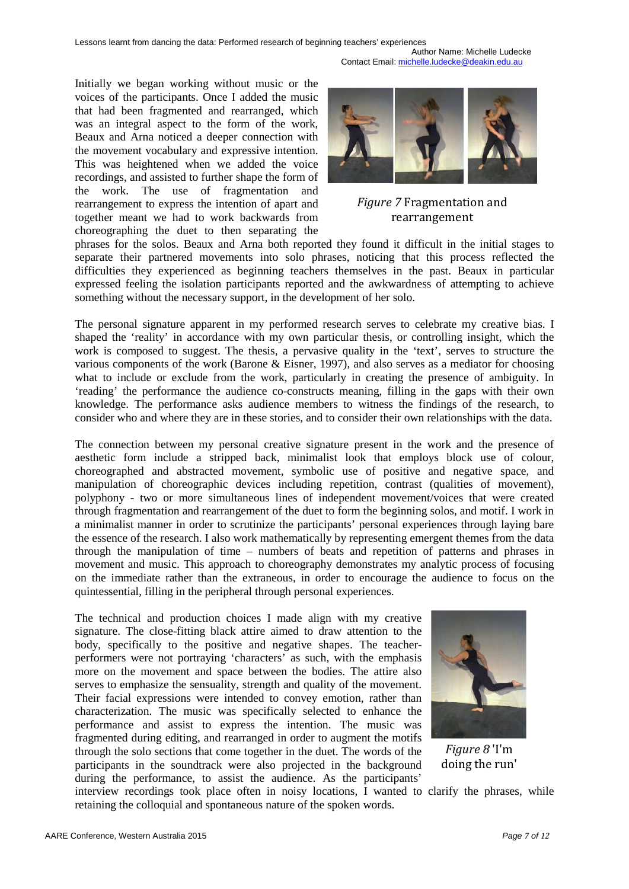Initially we began working without music or the voices of the participants. Once I added the music that had been fragmented and rearranged, which was an integral aspect to the form of the work, Beaux and Arna noticed a deeper connection with the movement vocabulary and expressive intention. This was heightened when we added the voice recordings, and assisted to further shape the form of the work. The use of fragmentation and rearrangement to express the intention of apart and together meant we had to work backwards from choreographing the duet to then separating the phrases for the solos. Beaux and Arna both reported they found it difficult in the initial stages to separate their partnered movements into solo phrases, noticing that this process reflected the difficulties they experienced as beginning teachers themselves in the past. Beaux in particular expressed feeling the isolation participants reported and the awkwardness of attempting to achieve something without the necessary support, in the development of her solo.

*Figure 7* Fragmentation and rearrangement

The personal signature apparent in my performed research serves to celebrate my creative bias. I shaped the 'reality' in accordance with my own particular thesis, or controlling insight, which the work is composed to suggest. The thesis, a pervasive quality in the 'text', serves to structure the various components of the work (Barone & Eisner, 1997), and also serves as a mediator for choosing what to include or exclude from the work, particularly in creating the presence of ambiguity. In 'reading' the performance the audience co-constructs meaning, filling in the gaps with their own knowledge. The performance asks audience members to witness the findings of the research, to consider who and where they are in these stories, and to consider their own relationships with the data.

The connection between my personal creative signature present in the work and the presence of aesthetic form include a stripped back, minimalist look that employs block use of colour, choreographed and abstracted movement, symbolic use of positive and negative space, and manipulation of choreographic devices including repetition, contrast (qualities of movement), polyphony - two or more simultaneous lines of independent movement/voices that were created through fragmentation and rearrangement of the duet to form the beginning solos, and motif. I work in a minimalist manner in order to scrutinize the participants' personal experiences through laying bare the essence of the research. I also work mathematically by representing emergent themes from the data through the manipulation of time – numbers of beats and repetition of patterns and phrases in movement and music. This approach to choreography demonstrates my analytic process of focusing on the immediate rather than the extraneous, in order to encourage the audience to focus on the quintessential, filling in the peripheral through personal experiences.

The technical and production choices I made align with my creative signature. The close-fitting black attire aimed to draw attention to the body, specifically to the positive and negative shapes. The teacher-performers were not portraying 'characters' as such, with the emphasis more on the movement and space between the bodies. The attire also serves to emphasize the sensuality, strength and quality of the movement. Their facial expressions were intended to convey emotion, rather than characterization. The music was specifically selected to enhance the performance and assist to express the intention. The music was fragmented during editing, and rearranged in order to augment the motifs through the solo sections that come together in the duet. The words of the participants in the soundtrack were also projected in the background during the performance, to assist the audience. As the participants' interview recordings took place often in noisy locations, I wanted to clarify the phrases, while retaining the colloquial and spontaneous nature of the spoken words.

*Figure 8* 'I'm doing the run'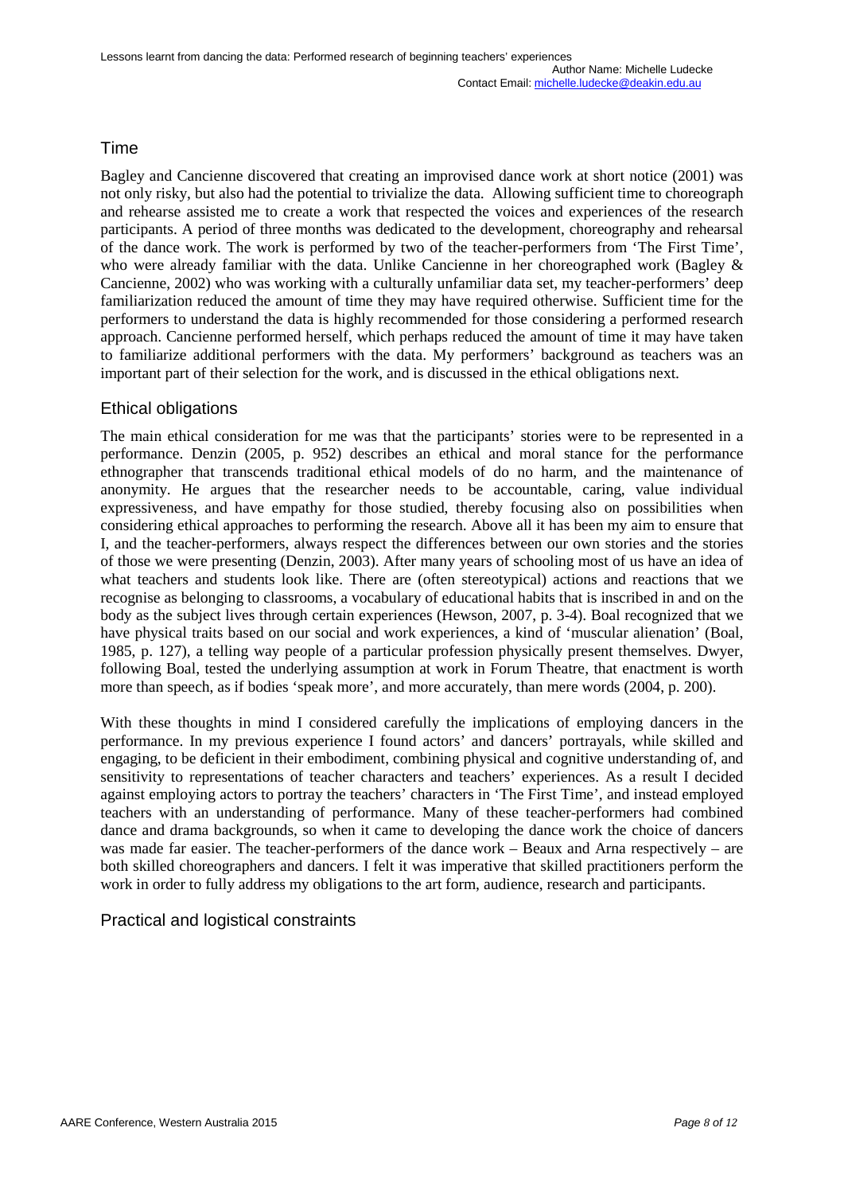## Time

Bagley and Cancienne discovered that creating an improvised dance work at short notice (2001) was not only risky, but also had the potential to trivialize the data. Allowing sufficient time to choreograph and rehearse assisted me to create a work that respected the voices and experiences of the research participants. A period of three months was dedicated to the development, choreography and rehearsal of the dance work. The work is performed by two of the teacher-performers from 'The First Time', who were already familiar with the data. Unlike Cancienne in her choreographed work (Bagley & Cancienne, 2002) who was working with a culturally unfamiliar data set, my teacher-performers' deep familiarization reduced the amount of time they may have required otherwise. Sufficient time for the performers to understand the data is highly recommended for those considering a performed research approach. Cancienne performed herself, which perhaps reduced the amount of time it may have taken to familiarize additional performers with the data. My performers' background as teachers was an important part of their selection for the work, and is discussed in the ethical obligations next.

## Ethical obligations

The main ethical consideration for me was that the participants' stories were to be represented in a performance. Denzin (2005, p. 952) describes an ethical and moral stance for the performance ethnographer that transcends traditional ethical models of do no harm, and the maintenance of anonymity. He argues that the researcher needs to be accountable, caring, value individual expressiveness, and have empathy for those studied, thereby focusing also on possibilities when considering ethical approaches to performing the research. Above all it has been my aim to ensure that I, and the teacher-performers, always respect the differences between our own stories and the stories of those we were presenting (Denzin, 2003). After many years of schooling most of us have an idea of what teachers and students look like. There are (often stereotypical) actions and reactions that we recognise as belonging to classrooms, a vocabulary of educational habits that is inscribed in and on the body as the subject lives through certain experiences (Hewson, 2007, p. 3-4). Boal recognized that we have physical traits based on our social and work experiences, a kind of 'muscular alienation' (Boal, 1985, p. 127), a telling way people of a particular profession physically present themselves. Dwyer, following Boal, tested the underlying assumption at work in Forum Theatre, that enactment is worth more than speech, as if bodies 'speak more', and more accurately, than mere words (2004, p. 200).

With these thoughts in mind I considered carefully the implications of employing dancers in the performance. In my previous experience I found actors' and dancers' portrayals, while skilled and engaging, to be deficient in their embodiment, combining physical and cognitive understanding of, and sensitivity to representations of teacher characters and teachers' experiences. As a result I decided against employing actors to portray the teachers' characters in 'The First Time', and instead employed teachers with an understanding of performance. Many of these teacher-performers had combined dance and drama backgrounds, so when it came to developing the dance work the choice of dancers was made far easier. The teacher-performers of the dance work – Beaux and Arna respectively – are both skilled choreographers and dancers. I felt it was imperative that skilled practitioners perform the work in order to fully address my obligations to the art form, audience, research and participants.

## Practical and logistical constraints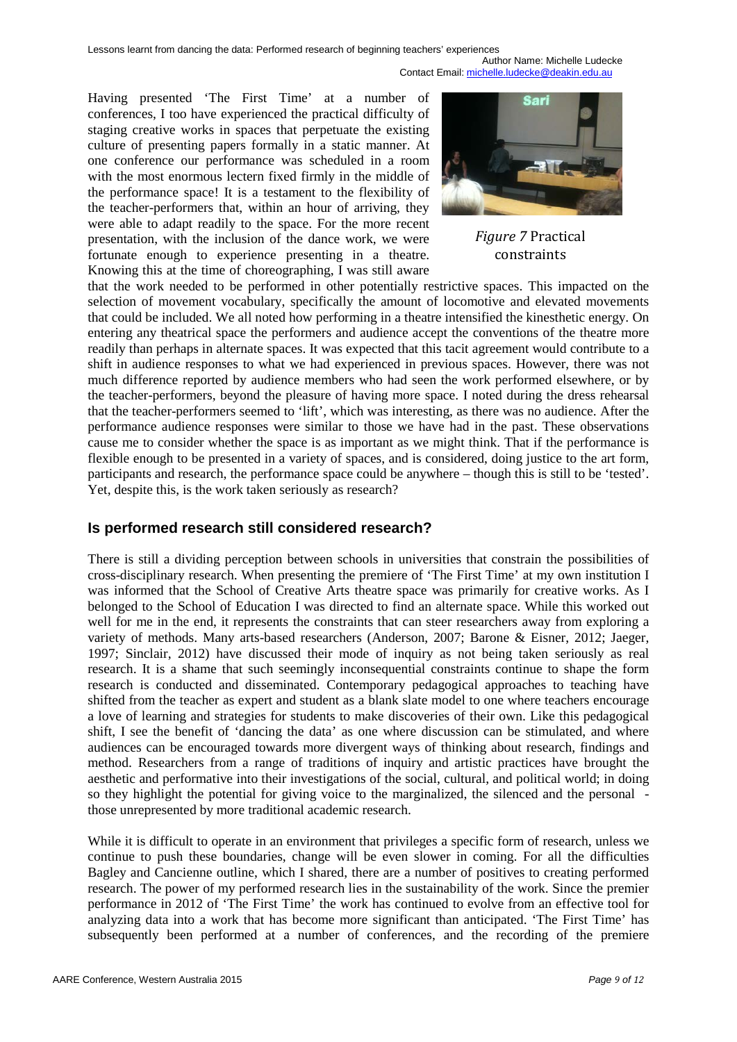Having presented 'The First Time' at a number of conferences, I too have experienced the practical difficulty of staging creative works in spaces that perpetuate the existing culture of presenting papers formally in a static manner. At one conference our performance was scheduled in a room with the most enormous lectern fixed firmly in the middle of the performance space! It is a testament to the flexibility of the teacher-performers that, within an hour of arriving, they were able to adapt readily to the space. For the more recent presentation, with the inclusion of the dance work, we were fortunate enough to experience presenting in a theatre. Knowing this at the time of choreographing, I was still aware that the work needed to be performed in other potentially restrictive spaces. This impacted on the selection of movement vocabulary, specifically the amount of locomotive and elevated movements that could be included. We all noted how performing in a theatre intensified the kinesthetic energy. On entering any theatrical space the performers and audience accept the conventions of the theatre more readily than perhaps in alternate spaces. It was expected that this tacit agreement would contribute to a shift in audience responses to what we had experienced in previous spaces. However, there was not much difference reported by audience members who had seen the work performed elsewhere, or by the teacher-performers, beyond the pleasure of having more space. I noted during the dress rehearsal that the teacher-performers seemed to 'lift', which was interesting, as there was no audience. After the performance audience responses were similar to those we have had in the past. These observations cause me to consider whether the space is as important as we might think. That if the performance is flexible enough to be presented in a variety of spaces, and is considered, doing justice to the art form, participants and research, the performance space could be anywhere – though this is still to be 'tested'. Yet, despite this, is the work taken seriously as research?

*Figure 7* Practical constraints

## Is performed research still considered research?

There is still a dividing perception between schools in universities that constrain the possibilities of cross-disciplinary research. When presenting the premiere of 'The First Time' at my own institution I was informed that the School of Creative Arts theatre space was primarily for creative works. As I belonged to the School of Education I was directed to find an alternate space. While this worked out well for me in the end, it represents the constraints that can steer researchers away from exploring a variety of methods. Many arts-based researchers (Anderson, 2007; Barone & Eisner, 2012; Jaeger, 1997; Sinclair, 2012) have discussed their mode of inquiry as not being taken seriously as real research. It is a shame that such seemingly inconsequential constraints continue to shape the form research is conducted and disseminated. Contemporary pedagogical approaches to teaching have shifted from the teacher as expert and student as a blank slate model to one where teachers encourage a love of learning and strategies for students to make discoveries of their own. Like this pedagogical shift, I see the benefit of 'dancing the data' as one where discussion can be stimulated, and where audiences can be encouraged towards more divergent ways of thinking about research, findings and method. Researchers from a range of traditions of inquiry and artistic practices have brought the aesthetic and performative into their investigations of the social, cultural, and political world; in doing so they highlight the potential for giving voice to the marginalized, the silenced and the personal - those unrepresented by more traditional academic research.

While it is difficult to operate in an environment that privileges a specific form of research, unless we continue to push these boundaries, change will be even slower in coming. For all the difficulties Bagley and Cancienne outline, which I shared, there are a number of positives to creating performed research. The power of my performed research lies in the sustainability of the work. Since the premier performance in 2012 of 'The First Time' the work has continued to evolve from an effective tool for analyzing data into a work that has become more significant than anticipated. 'The First Time' has subsequently been performed at a number of conferences, and the recording of the premiere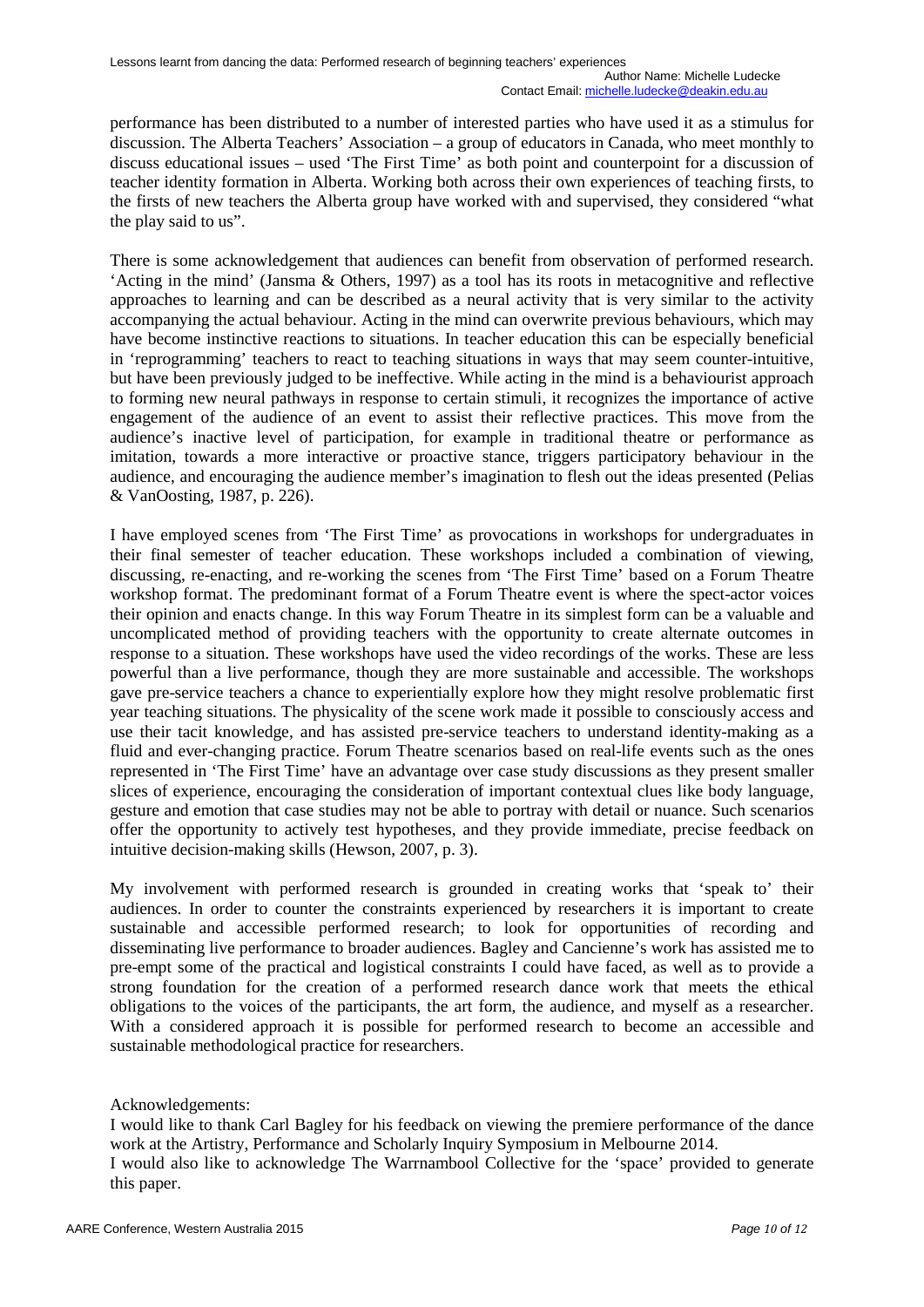performance has been distributed to a number of interested parties who have used it as a stimulus for discussion. The Alberta Teachers' Association – a group of educators in Canada, who meet monthly to discuss educational issues – used 'The First Time' as both point and counterpoint for a discussion of teacher identity formation in Alberta. Working both across their own experiences of teaching firsts, to the firsts of new teachers the Alberta group have worked with and supervised, they considered "what the play said to us".

There is some acknowledgement that audiences can benefit from observation of performed research. 'Acting in the mind' (Jansma & Others, 1997) as a tool has its roots in metacognitive and reflective approaches to learning and can be described as a neural activity that is very similar to the activity accompanying the actual behaviour. Acting in the mind can overwrite previous behaviours, which may have become instinctive reactions to situations. In teacher education this can be especially beneficial in 'reprogramming' teachers to react to teaching situations in ways that may seem counter-intuitive, but have been previously judged to be ineffective. While acting in the mind is a behaviourist approach to forming new neural pathways in response to certain stimuli, it recognizes the importance of active engagement of the audience of an event to assist their reflective practices. This move from the audience's inactive level of participation, for example in traditional theatre or performance as imitation, towards a more interactive or proactive stance, triggers participatory behaviour in the audience, and encouraging the audience member's imagination to flesh out the ideas presented (Pelias & VanOosting, 1987, p. 226).

I have employed scenes from 'The First Time' as provocations in workshops for undergraduates in their final semester of teacher education. These workshops included a combination of viewing, discussing, re-enacting, and re-working the scenes from 'The First Time' based on a Forum Theatre workshop format. The predominant format of a Forum Theatre event is where the spect-actor voices their opinion and enacts change. In this way Forum Theatre in its simplest form can be a valuable and uncomplicated method of providing teachers with the opportunity to create alternate outcomes in response to a situation. These workshops have used the video recordings of the works. These are less powerful than a live performance, though they are more sustainable and accessible. The workshops gave pre-service teachers a chance to experientially explore how they might resolve problematic first year teaching situations. The physicality of the scene work made it possible to consciously access and use their tacit knowledge, and has assisted pre-service teachers to understand identity-making as a fluid and ever-changing practice. Forum Theatre scenarios based on real-life events such as the ones represented in 'The First Time' have an advantage over case study discussions as they present smaller slices of experience, encouraging the consideration of important contextual clues like body language, gesture and emotion that case studies may not be able to portray with detail or nuance. Such scenarios offer the opportunity to actively test hypotheses, and they provide immediate, precise feedback on intuitive decision-making skills (Hewson, 2007, p. 3).

My involvement with performed research is grounded in creating works that 'speak to' their audiences. In order to counter the constraints experienced by researchers it is important to create sustainable and accessible performed research; to look for opportunities of recording and disseminating live performance to broader audiences. Bagley and Cancienne's work has assisted me to pre-empt some of the practical and logistical constraints I could have faced, as well as to provide a strong foundation for the creation of a performed research dance work that meets the ethical obligations to the voices of the participants, the art form, the audience, and myself as a researcher. With a considered approach it is possible for performed research to become an accessible and sustainable methodological practice for researchers.

Acknowledgements:

I would like to thank Carl Bagley for his feedback on viewing the premiere performance of the dance work at the Artistry, Performance and Scholarly Inquiry Symposium in Melbourne 2014.

I would also like to acknowledge The Warrnambool Collective for the 'space' provided to generate this paper.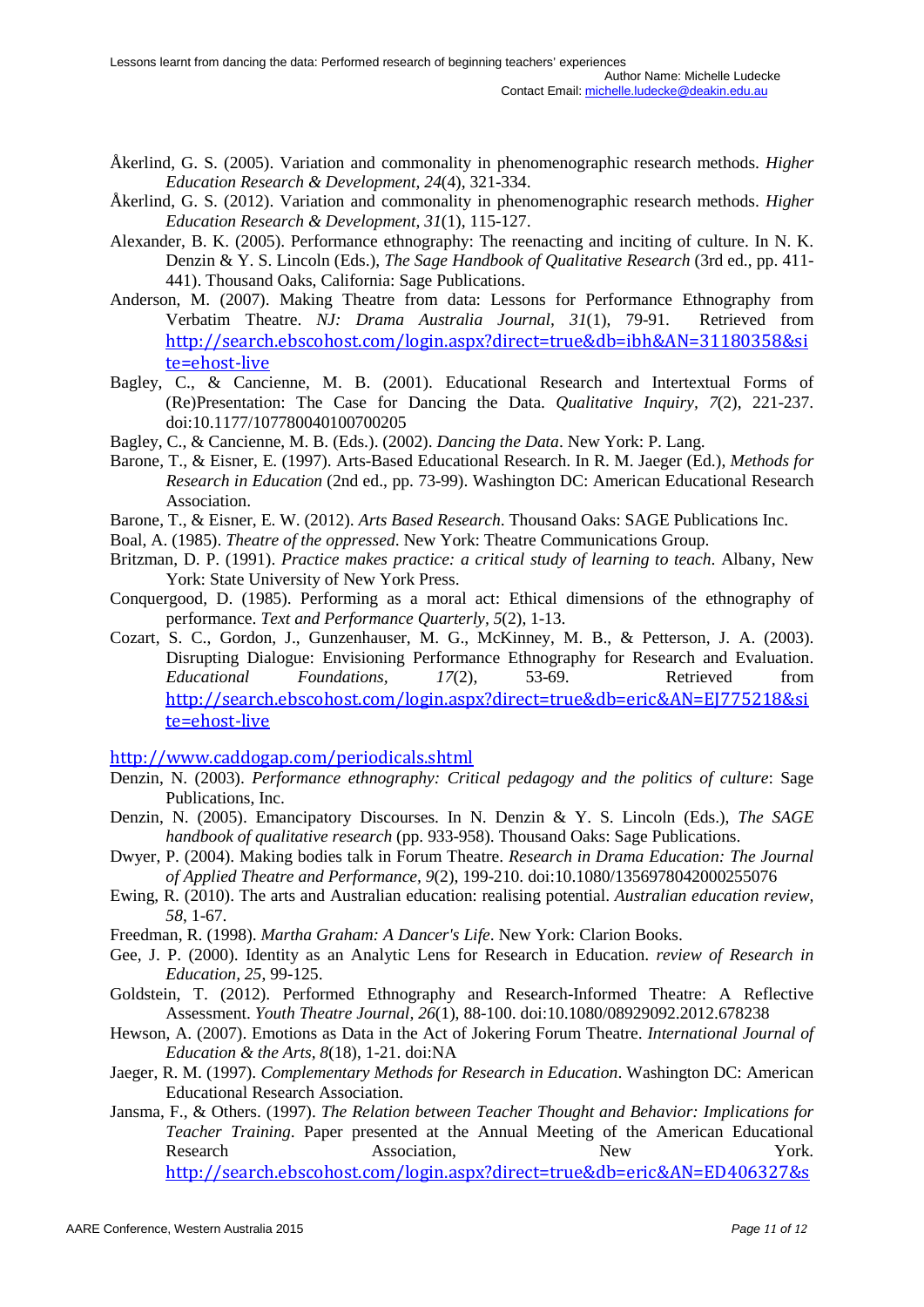Åkerlind, G. S. (2005). Variation and commonality in phenomenographic research methods. *Higher Education Research & Development, 24*(4), 321-334.

Åkerlind, G. S. (2012). Variation and commonality in phenomenographic research methods. *Higher Education Research & Development, 31*(1), 115-127.

Alexander, B. K. (2005). Performance ethnography: The reenacting and inciting of culture. In N. K. Denzin & Y. S. Lincoln (Eds.), *The Sage Handbook of Qualitative Research* (3rd ed., pp. 411-441). Thousand Oaks, California: Sage Publications.

Anderson, M. (2007). Making Theatre from data: Lessons for Performance Ethnography from Verbatim Theatre. *NJ: Drama Australia Journal, 31*(1), 79-91. Retrieved from http://search.ebscohost.com/login.aspx?direct=true&db=ibh&AN=31180358&site=ehost-live

Bagley, C., & Cancienne, M. B. (2001). Educational Research and Intertextual Forms of (Re)Presentation: The Case for Dancing the Data. *Qualitative Inquiry, 7*(2), 221-237. doi:10.1177/107780040100700205

Bagley, C., & Cancienne, M. B. (Eds.). (2002). *Dancing the Data*. New York: P. Lang.

Barone, T., & Eisner, E. (1997). Arts-Based Educational Research. In R. M. Jaeger (Ed.), *Methods for Research in Education* (2nd ed., pp. 73-99). Washington DC: American Educational Research Association.

Barone, T., & Eisner, E. W. (2012). *Arts Based Research*. Thousand Oaks: SAGE Publications Inc.

Boal, A. (1985). *Theatre of the oppressed*. New York: Theatre Communications Group.

Britzman, D. P. (1991). *Practice makes practice: a critical study of learning to teach*. Albany, New York: State University of New York Press.

Conquergood, D. (1985). Performing as a moral act: Ethical dimensions of the ethnography of performance. *Text and Performance Quarterly, 5*(2), 1-13.

Cozart, S. C., Gordon, J., Gunzenhauser, M. G., McKinney, M. B., & Petterson, J. A. (2003). Disrupting Dialogue: Envisioning Performance Ethnography for Research and Evaluation. *Educational Foundations, 17*(2), 53-69. Retrieved from http://search.ebscohost.com/login.aspx?direct=true&db=eric&AN=EJ775218&site=ehost-live

http://www.caddogap.com/periodicals.shtml

Denzin, N. (2003). *Performance ethnography: Critical pedagogy and the politics of culture*: Sage Publications, Inc.

Denzin, N. (2005). Emancipatory Discourses. In N. Denzin & Y. S. Lincoln (Eds.), *The SAGE handbook of qualitative research* (pp. 933-958). Thousand Oaks: Sage Publications.

Dwyer, P. (2004). Making bodies talk in Forum Theatre. *Research in Drama Education: The Journal of Applied Theatre and Performance, 9*(2), 199-210. doi:10.1080/1356978042000255076

Ewing, R. (2010). The arts and Australian education: realising potential. *Australian education review, 58*, 1-67.

Freedman, R. (1998). *Martha Graham: A Dancer's Life*. New York: Clarion Books.

Gee, J. P. (2000). Identity as an Analytic Lens for Research in Education. *review of Research in Education, 25*, 99-125.

Goldstein, T. (2012). Performed Ethnography and Research-Informed Theatre: A Reflective Assessment. *Youth Theatre Journal, 26*(1), 88-100. doi:10.1080/08929092.2012.678238

Hewson, A. (2007). Emotions as Data in the Act of Jokering Forum Theatre. *International Journal of Education & the Arts, 8*(18), 1-21. doi:NA

Jaeger, R. M. (1997). *Complementary Methods for Research in Education*. Washington DC: American Educational Research Association.

Jansma, F., & Others. (1997). *The Relation between Teacher Thought and Behavior: Implications for Teacher Training*. Paper presented at the Annual Meeting of the American Educational Research Association, New York. http://search.ebscohost.com/login.aspx?direct=true&db=eric&AN=ED406327&s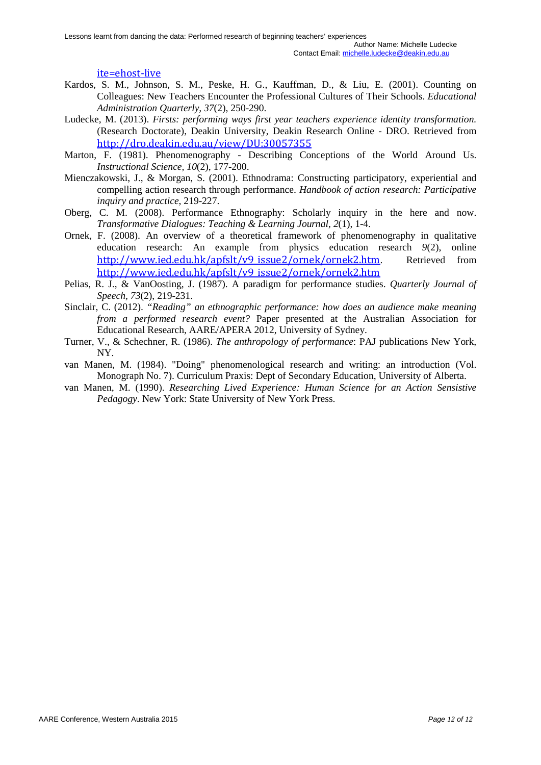ite=ehost-live

Kardos, S. M., Johnson, S. M., Peske, H. G., Kauffman, D., & Liu, E. (2001). Counting on Colleagues: New Teachers Encounter the Professional Cultures of Their Schools. *Educational Administration Quarterly, 37*(2), 250-290.

Ludecke, M. (2013). *Firsts: performing ways first year teachers experience identity transformation.* (Research Doctorate), Deakin University, Deakin Research Online - DRO. Retrieved from http://dro.deakin.edu.au/view/DU:30057355

Marton, F. (1981). Phenomenography - Describing Conceptions of the World Around Us. *Instructional Science, 10*(2), 177-200.

Mienczakowski, J., & Morgan, S. (2001). Ethnodrama: Constructing participatory, experiential and compelling action research through performance. *Handbook of action research: Participative inquiry and practice*, 219-227.

Oberg, C. M. (2008). Performance Ethnography: Scholarly inquiry in the here and now. *Transformative Dialogues: Teaching & Learning Journal, 2*(1), 1-4.

Ornek, F. (2008). An overview of a theoretical framework of phenomenography in qualitative education research: An example from physics education research *9*(2), online http://www.ied.edu.hk/apfslt/v9_issue2/ornek/ornek2.htm. Retrieved from http://www.ied.edu.hk/apfslt/v9_issue2/ornek/ornek2.htm

Pelias, R. J., & VanOosting, J. (1987). A paradigm for performance studies. *Quarterly Journal of Speech, 73*(2), 219-231.

Sinclair, C. (2012). *"Reading" an ethnographic performance: how does an audience make meaning from a performed research event?* Paper presented at the Australian Association for Educational Research, AARE/APERA 2012, University of Sydney.

Turner, V., & Schechner, R. (1986). *The anthropology of performance*: PAJ publications New York, NY.

van Manen, M. (1984). "Doing" phenomenological research and writing: an introduction (Vol. Monograph No. 7). Curriculum Praxis: Dept of Secondary Education, University of Alberta.

van Manen, M. (1990). *Researching Lived Experience: Human Science for an Action Sensistive Pedagogy*. New York: State University of New York Press.